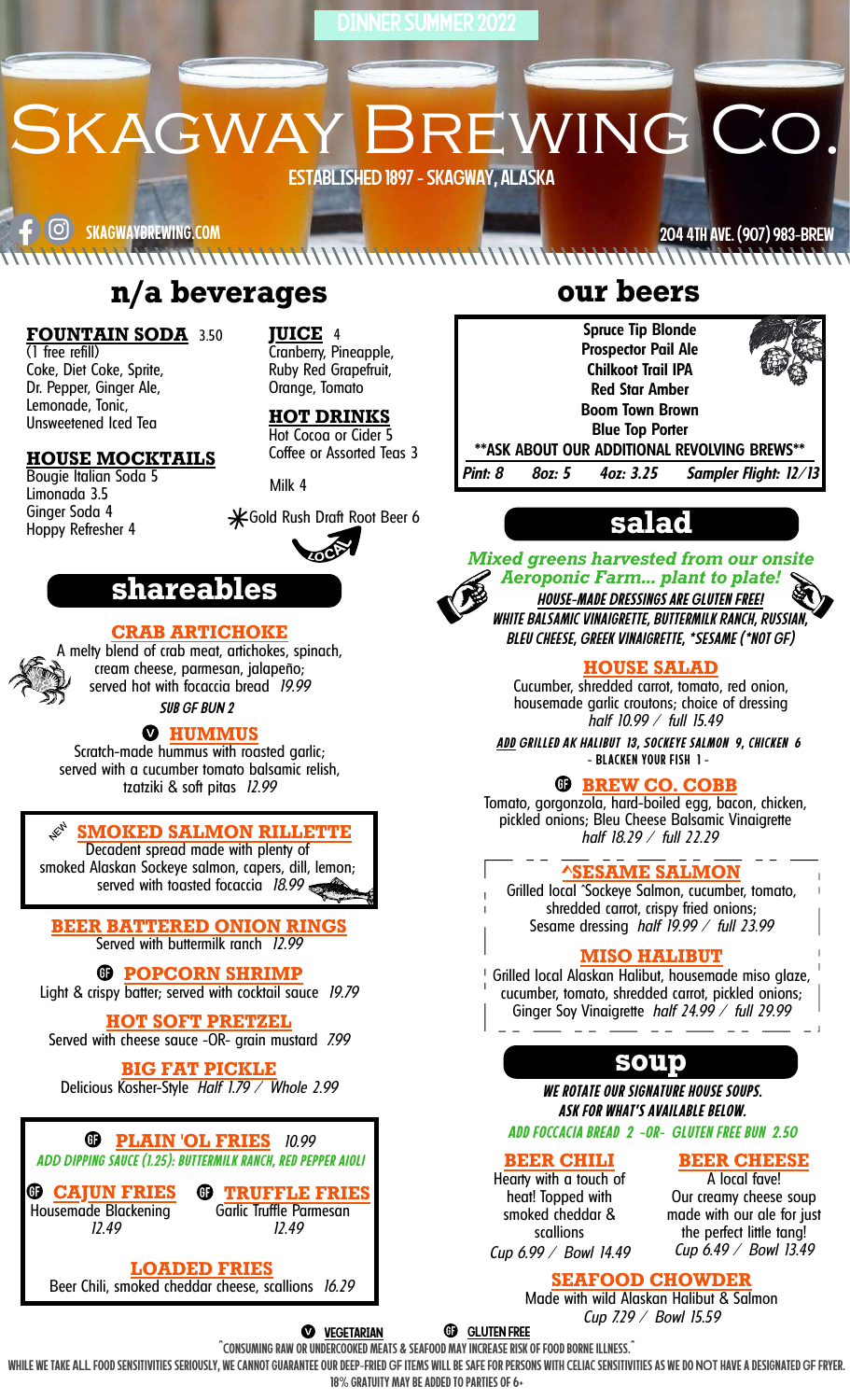DINNER SUMMER 2022

# Skagway Brewing Co.

ESTABLISHED 1897 - SKAGWAY, ALASKA

SKAGWAYBREWING.COM

204 4TH AVE. (907) 983-BREW

## n/a beverages

**FOUNTAIN SODA** 3.50
(1 free refill)
Coke, Diet Coke, Sprite, Dr. Pepper, Ginger Ale, Lemonade, Tonic, Unsweetened Iced Tea

**HOUSE MOCKTAILS**
Bougie Italian Soda 5
Limonada 3.5
Ginger Soda 4
Hoppy Refresher 4

**JUICE** 4
Cranberry, Pineapple, Ruby Red Grapefruit, Orange, Tomato

**HOT DRINKS**
Hot Cocoa or Cider 5
Coffee or Assorted Teas 3

Milk 4

Gold Rush Draft Root Beer 6 (LOCAL)

## shareables

### CRAB ARTICHOKE
A melty blend of crab meat, artichokes, spinach, cream cheese, parmesan, jalapeño; served hot with focaccia bread 19.99
*SUB GF BUN 2*

### (V) HUMMUS
Scratch-made hummus with roasted garlic; served with a cucumber tomato balsamic relish, tzatziki & soft pitas 12.99

### NEW SMOKED SALMON RILLETTE
Decadent spread made with plenty of smoked Alaskan Sockeye salmon, capers, dill, lemon; served with toasted focaccia 18.99

### BEER BATTERED ONION RINGS
Served with buttermilk ranch 12.99

### (GF) POPCORN SHRIMP
Light & crispy batter; served with cocktail sauce 19.79

### HOT SOFT PRETZEL
Served with cheese sauce -OR- grain mustard 7.99

### BIG FAT PICKLE
Delicious Kosher-Style *Half 1.79 / Whole 2.99*

### (GF) PLAIN 'OL FRIES 10.99
*ADD DIPPING SAUCE (1.25): BUTTERMILK RANCH, RED PEPPER AIOLI*

### (GF) CAJUN FRIES
Housemade Blackening
12.49

### (GF) TRUFFLE FRIES
Garlic Truffle Parmesan
12.49

### LOADED FRIES
Beer Chili, smoked cheddar cheese, scallions 16.29

## our beers

Spruce Tip Blonde
Prospector Pail Ale
Chilkoot Trail IPA
Red Star Amber
Boom Town Brown
Blue Top Porter

**ASK ABOUT OUR ADDITIONAL REVOLVING BREWS**

*Pint: 8* | *8oz: 5* | *4oz: 3.25* | *Sampler Flight: 12/13*

## salad

*Mixed greens harvested from our onsite Aeroponic Farm... plant to plate!*

*HOUSE-MADE DRESSINGS ARE GLUTEN FREE!*
*WHITE BALSAMIC VINAIGRETTE, BUTTERMILK RANCH, RUSSIAN, BLEU CHEESE, GREEK VINAIGRETTE, \*SESAME (\*NOT GF)*

### HOUSE SALAD
Cucumber, shredded carrot, tomato, red onion, housemade garlic croutons; choice of dressing
*half 10.99 / full 15.49*

*ADD GRILLED AK HALIBUT 13, SOCKEYE SALMON 9, CHICKEN 6*
- BLACKEN YOUR FISH 1 -

### (GF) BREW CO. COBB
Tomato, gorgonzola, hard-boiled egg, bacon, chicken, pickled onions; Bleu Cheese Balsamic Vinaigrette
*half 18.29 / full 22.29*

### ^SESAME SALMON
Grilled local ^Sockeye Salmon, cucumber, tomato, shredded carrot, crispy fried onions; Sesame dressing *half 19.99 / full 23.99*

### MISO HALIBUT
Grilled local Alaskan Halibut, housemade miso glaze, cucumber, tomato, shredded carrot, pickled onions; Ginger Soy Vinaigrette *half 24.99 / full 29.99*

## soup

*WE ROTATE OUR SIGNATURE HOUSE SOUPS. ASK FOR WHAT'S AVAILABLE BELOW.*

*ADD FOCCACIA BREAD 2 -OR- GLUTEN FREE BUN 2.50*

### BEER CHILI
Hearty with a touch of heat! Topped with smoked cheddar & scallions
*Cup 6.99 / Bowl 14.49*

### BEER CHEESE
A local fave! Our creamy cheese soup made with our ale for just the perfect little tang!
*Cup 6.49 / Bowl 13.49*

### SEAFOOD CHOWDER
Made with wild Alaskan Halibut & Salmon
*Cup 7.29 / Bowl 15.59*

(V) VEGETARIAN (GF) GLUTEN FREE

^CONSUMING RAW OR UNDERCOOKED MEATS & SEAFOOD MAY INCREASE RISK OF FOOD BORNE ILLNESS.^

WHILE WE TAKE ALL FOOD SENSITIVITIES SERIOUSLY, WE CANNOT GUARANTEE OUR DEEP-FRIED GF ITEMS WILL BE SAFE FOR PERSONS WITH CELIAC SENSITIVITIES AS WE DO NOT HAVE A DESIGNATED GF FRYER.

18% GRATUITY MAY BE ADDED TO PARTIES OF 6+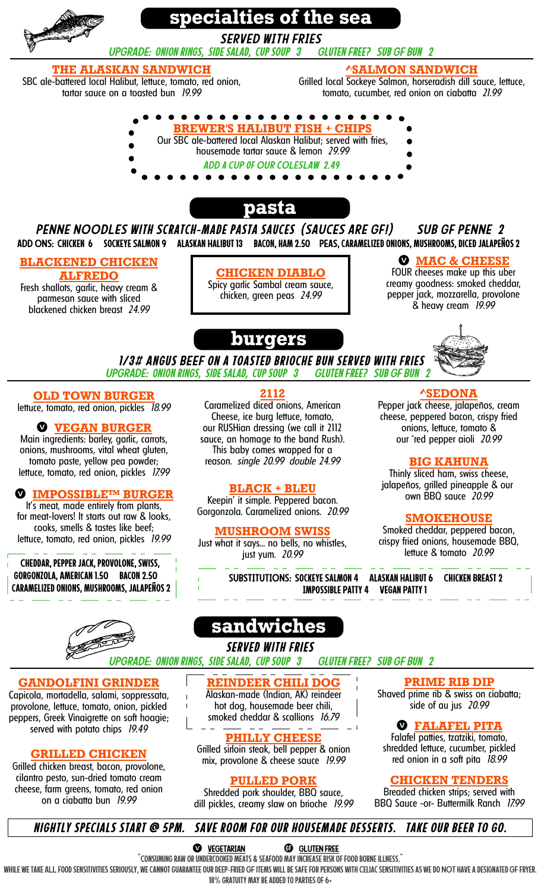# specialties of the sea

*SERVED WITH FRIES*

*UPGRADE: ONION RINGS, SIDE SALAD, CUP SOUP 3    GLUTEN FREE? SUB GF BUN 2*

### THE ALASKAN SANDWICH

SBC ale-battered local Halibut, lettuce, tomato, red onion, tartar sauce on a toasted bun *19.99*

### ^SALMON SANDWICH

Grilled local Sockeye Salmon, horseradish dill sauce, lettuce, tomato, cucumber, red onion on ciabatta *21.99*

### BREWER'S HALIBUT FISH + CHIPS

Our SBC ale-battered local Alaskan Halibut; served with fries, housemade tartar sauce & lemon *29.99*

*ADD A CUP OF OUR COLESLAW 2.49*

# pasta

*PENNE NOODLES WITH SCRATCH-MADE PASTA SAUCES (SAUCES ARE GF!)    SUB GF PENNE 2*

**ADD ONS: CHICKEN 6    SOCKEYE SALMON 9    ALASKAN HALIBUT 13    BACON, HAM 2.50    PEAS, CARAMELIZED ONIONS, MUSHROOMS, DICED JALAPEÑOS 2**

### BLACKENED CHICKEN ALFREDO

Fresh shallots, garlic, heavy cream & parmesan sauce with sliced blackened chicken breast *24.99*

### CHICKEN DIABLO

Spicy garlic Sambal cream sauce, chicken, green peas *24.99*

### (V) MAC & CHEESE

FOUR cheeses make up this uber creamy goodness: smoked cheddar, pepper jack, mozzarella, provolone & heavy cream *19.99*

# burgers

*1/3# ANGUS BEEF ON A TOASTED BRIOCHE BUN SERVED WITH FRIES*

*UPGRADE: ONION RINGS, SIDE SALAD, CUP SOUP 3    GLUTEN FREE? SUB GF BUN 2*

### OLD TOWN BURGER

lettuce, tomato, red onion, pickles *18.99*

### (V) VEGAN BURGER

Main ingredients: barley, garlic, carrots, onions, mushrooms, vital wheat gluten, tomato paste, yellow pea powder; lettuce, tomato, red onion, pickles *17.99*

### (V) IMPOSSIBLE™ BURGER

It's meat, made entirely from plants, for meat-lovers! It starts out raw & looks, cooks, smells & tastes like beef; lettuce, tomato, red onion, pickles *19.99*

**CHEDDAR, PEPPER JACK, PROVOLONE, SWISS, GORGONZOLA, AMERICAN 1.50    BACON 2.50**
**CARAMELIZED ONIONS, MUSHROOMS, JALAPEÑOS 2**

### 2112

Caramelized diced onions, American Cheese, ice burg lettuce, tomato, our RUSHian dressing (we call it 2112 sauce, an homage to the band Rush). This baby comes wrapped for a reason. *single 20.99 double 24.99*

### BLACK + BLEU

Keepin' it simple. Peppered bacon. Gorgonzola. Caramelized onions. *20.99*

### MUSHROOM SWISS

Just what it says... no bells, no whistles, just yum. *20.99*

### ^SEDONA

Pepper jack cheese, jalapeños, cream cheese, peppered bacon, crispy fried onions, lettuce, tomato & our ^red pepper aioli *20.99*

### BIG KAHUNA

Thinly sliced ham, swiss cheese, jalapeños, grilled pineapple & our own BBQ sauce *20.99*

### SMOKEHOUSE

Smoked cheddar, peppered bacon, crispy fried onions, housemade BBQ, lettuce & tomato *20.99*

**SUBSTITUTIONS: SOCKEYE SALMON 4    ALASKAN HALIBUT 6    CHICKEN BREAST 2**
**IMPOSSIBLE PATTY 4    VEGAN PATTY 1**

# sandwiches

*SERVED WITH FRIES*

*UPGRADE: ONION RINGS, SIDE SALAD, CUP SOUP 3    GLUTEN FREE? SUB GF BUN 2*

### GANDOLFINI GRINDER

Capicola, mortadella, salami, soppressata, provolone, lettuce, tomato, onion, pickled peppers, Greek Vinaigrette on soft hoagie; served with potato chips *19.49*

### GRILLED CHICKEN

Grilled chicken breast, bacon, provolone, cilantro pesto, sun-dried tomato cream cheese, farm greens, tomato, red onion on a ciabatta bun *19.99*

### REINDEER CHILI DOG

Alaskan-made (Indian, AK) reindeer hot dog, housemade beer chili, smoked cheddar & scallions *16.79*

### PHILLY CHEESE

Grilled sirloin steak, bell pepper & onion mix, provolone & cheese sauce *19.99*

### PULLED PORK

Shredded pork shoulder, BBQ sauce, dill pickles, creamy slaw on brioche *19.99*

### PRIME RIB DIP

Shaved prime rib & swiss on ciabatta; side of au jus *20.99*

### (V) FALAFEL PITA

Falafel patties, tzatziki, tomato, shredded lettuce, cucumber, pickled red onion in a soft pita *18.99*

### CHICKEN TENDERS

Breaded chicken strips; served with BBQ Sauce -or- Buttermilk Ranch *17.99*

*NIGHTLY SPECIALS START @ 5PM.    SAVE ROOM FOR OUR HOUSEMADE DESSERTS.    TAKE OUR BEER TO GO.*

(V) VEGETARIAN    (GF) GLUTEN FREE

^CONSUMING RAW OR UNDERCOOKED MEATS & SEAFOOD MAY INCREASE RISK OF FOOD BORNE ILLNESS.^

WHILE WE TAKE ALL FOOD SENSITIVITIES SERIOUSLY, WE CANNOT GUARANTEE OUR DEEP-FRIED GF ITEMS WILL BE SAFE FOR PERSONS WITH CELIAC SENSITIVITIES AS WE DO NOT HAVE A DESIGNATED GF FRYER.

18% GRATUITY MAY BE ADDED TO PARTIES OF 6+